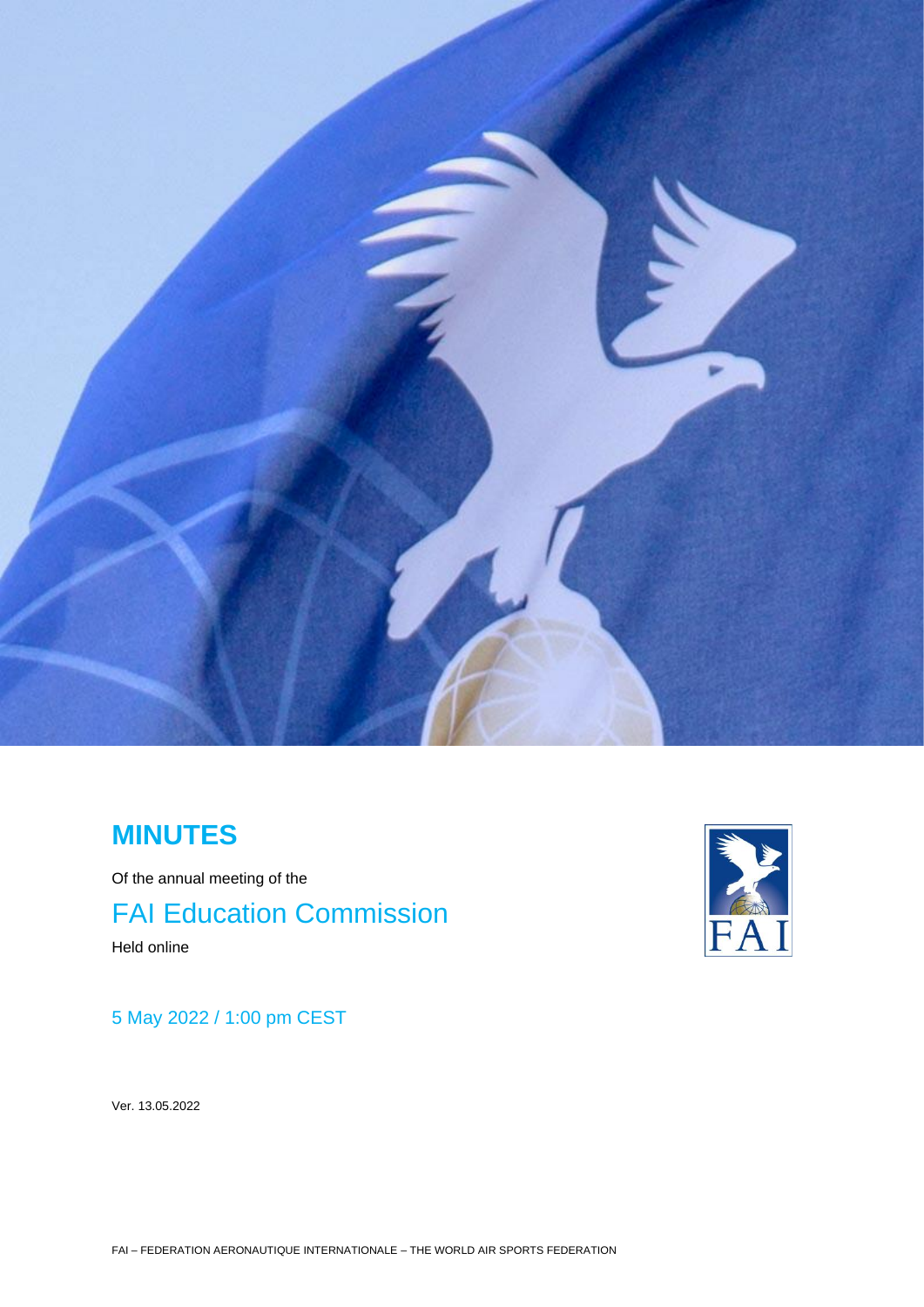# MINUTES

Of the annual meeting of the

## FAI Education Commission

Held online

5 May 2022 / 1:00 pm CEST

Ver. 13.05.2022

FAI – FEDERATION AERONAUTIQUE INTERNATIONALE – THE WORLD AIR SPORTS FEDERATION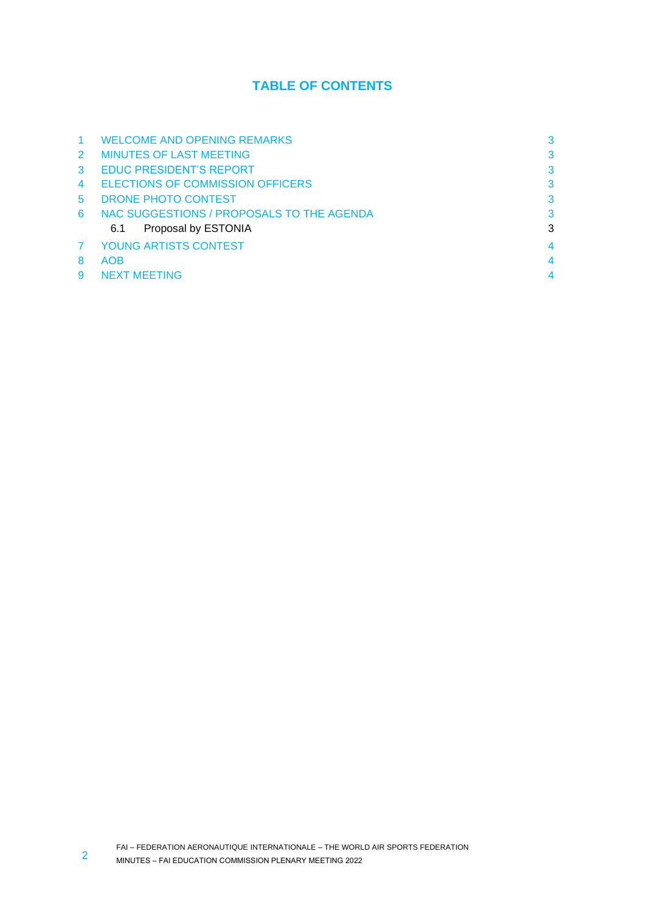## TABLE OF CONTENTS

1 WELCOME AND OPENING REMARKS 3
2 MINUTES OF LAST MEETING 3
3 EDUC PRESIDENT'S REPORT 3
4 ELECTIONS OF COMMISSION OFFICERS 3
5 DRONE PHOTO CONTEST 3
6 NAC SUGGESTIONS / PROPOSALS TO THE AGENDA 3
  6.1 Proposal by ESTONIA 3
7 YOUNG ARTISTS CONTEST 4
8 AOB 4
9 NEXT MEETING 4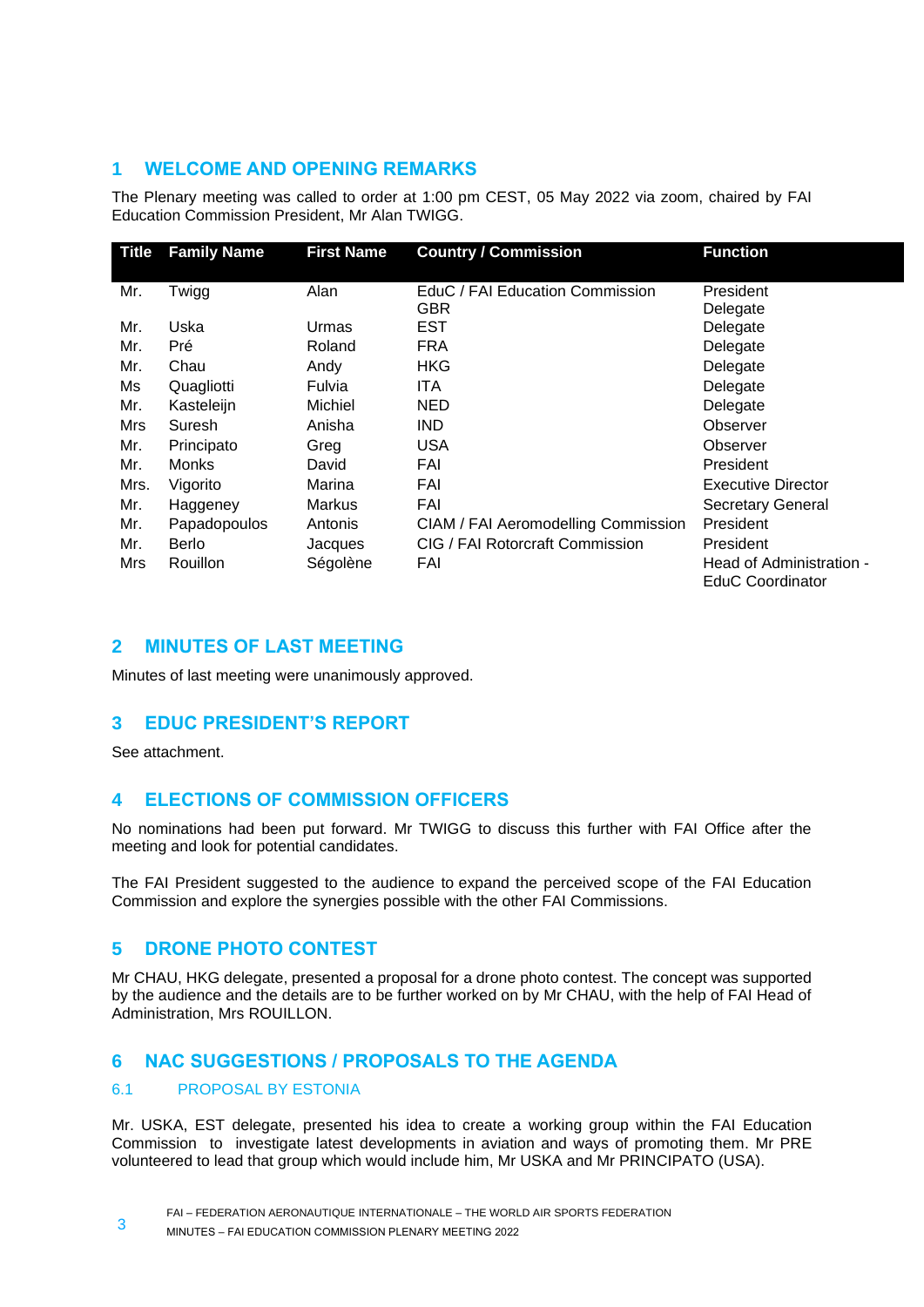## 1 WELCOME AND OPENING REMARKS

The Plenary meeting was called to order at 1:00 pm CEST, 05 May 2022 via zoom, chaired by FAI Education Commission President, Mr Alan TWIGG.

| Title | Family Name | First Name | Country / Commission | Function |
|---|---|---|---|---|
| Mr. | Twigg | Alan | EduC / FAI Education Commission GBR | President Delegate |
| Mr. | Uska | Urmas | EST | Delegate |
| Mr. | Pré | Roland | FRA | Delegate |
| Mr. | Chau | Andy | HKG | Delegate |
| Ms | Quagliotti | Fulvia | ITA | Delegate |
| Mr. | Kasteleijn | Michiel | NED | Delegate |
| Mrs | Suresh | Anisha | IND | Observer |
| Mr. | Principato | Greg | USA | Observer |
| Mr. | Monks | David | FAI | President |
| Mrs. | Vigorito | Marina | FAI | Executive Director |
| Mr. | Haggeney | Markus | FAI | Secretary General |
| Mr. | Papadopoulos | Antonis | CIAM / FAI Aeromodelling Commission | President |
| Mr. | Berlo | Jacques | CIG / FAI Rotorcraft Commission | President |
| Mrs | Rouillon | Ségolène | FAI | Head of Administration - EduC Coordinator |

## 2 MINUTES OF LAST MEETING

Minutes of last meeting were unanimously approved.

## 3 EDUC PRESIDENT'S REPORT

See attachment.

## 4 ELECTIONS OF COMMISSION OFFICERS

No nominations had been put forward. Mr TWIGG to discuss this further with FAI Office after the meeting and look for potential candidates.

The FAI President suggested to the audience to expand the perceived scope of the FAI Education Commission and explore the synergies possible with the other FAI Commissions.

## 5 DRONE PHOTO CONTEST

Mr CHAU, HKG delegate, presented a proposal for a drone photo contest. The concept was supported by the audience and the details are to be further worked on by Mr CHAU, with the help of FAI Head of Administration, Mrs ROUILLON.

## 6 NAC SUGGESTIONS / PROPOSALS TO THE AGENDA

### 6.1 PROPOSAL BY ESTONIA

Mr. USKA, EST delegate, presented his idea to create a working group within the FAI Education Commission to investigate latest developments in aviation and ways of promoting them. Mr PRE volunteered to lead that group which would include him, Mr USKA and Mr PRINCIPATO (USA).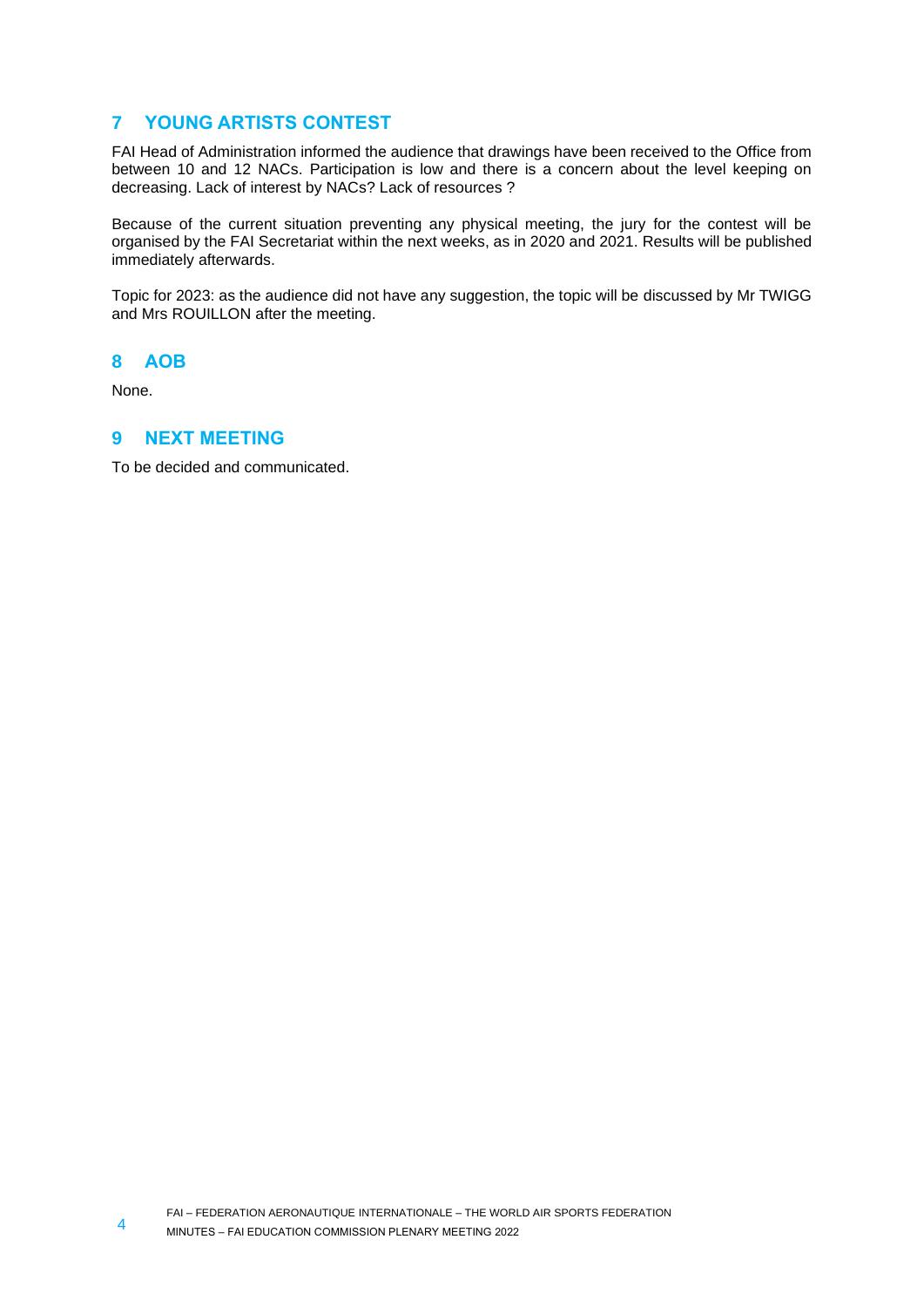## 7 YOUNG ARTISTS CONTEST

FAI Head of Administration informed the audience that drawings have been received to the Office from between 10 and 12 NACs. Participation is low and there is a concern about the level keeping on decreasing. Lack of interest by NACs? Lack of resources ?

Because of the current situation preventing any physical meeting, the jury for the contest will be organised by the FAI Secretariat within the next weeks, as in 2020 and 2021. Results will be published immediately afterwards.

Topic for 2023: as the audience did not have any suggestion, the topic will be discussed by Mr TWIGG and Mrs ROUILLON after the meeting.

## 8 AOB

None.

## 9 NEXT MEETING

To be decided and communicated.